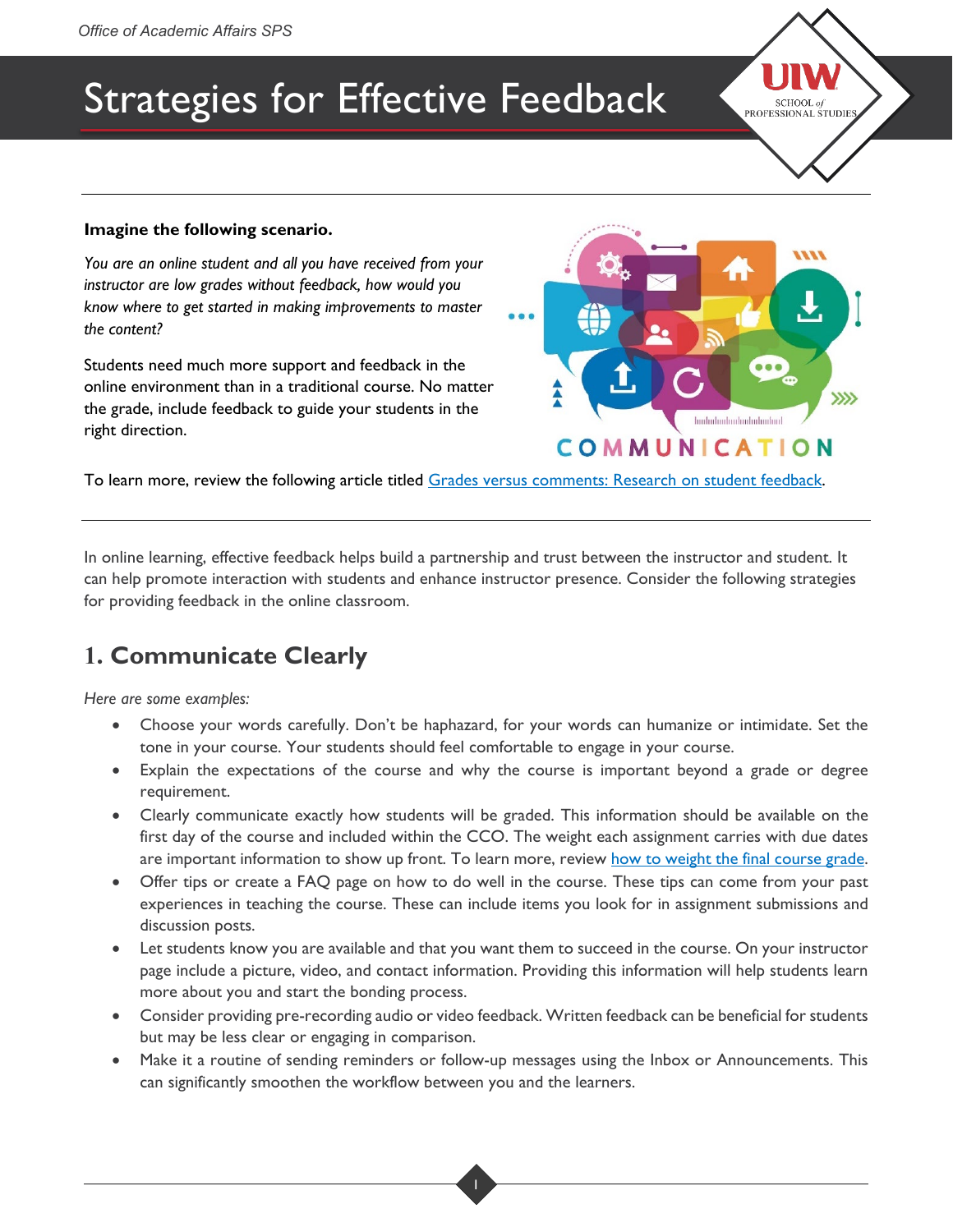# Strategies for Effective Feedback

**Imagine the following scenario.**

*You are an online student and all you have received from your instructor are low grades without feedback, how would you know where to get started in making improvements to master the content?*

Students need much more support and feedback in the online environment than in a traditional course. No matter the grade, include feedback to guide your students in the right direction.

To learn more, review the following article titled [Grades versus comments: Research on student feedback]().

In online learning, effective feedback helps build a partnership and trust between the instructor and student. It can help promote interaction with students and enhance instructor presence. Consider the following strategies for providing feedback in the online classroom.

## 1. Communicate Clearly

*Here are some examples:*

- Choose your words carefully. Don't be haphazard, for your words can humanize or intimidate. Set the tone in your course. Your students should feel comfortable to engage in your course.
- Explain the expectations of the course and why the course is important beyond a grade or degree requirement.
- Clearly communicate exactly how students will be graded. This information should be available on the first day of the course and included within the CCO. The weight each assignment carries with due dates are important information to show up front. To learn more, review [how to weight the final course grade]().
- Offer tips or create a FAQ page on how to do well in the course. These tips can come from your past experiences in teaching the course. These can include items you look for in assignment submissions and discussion posts.
- Let students know you are available and that you want them to succeed in the course. On your instructor page include a picture, video, and contact information. Providing this information will help students learn more about you and start the bonding process.
- Consider providing pre-recording audio or video feedback. Written feedback can be beneficial for students but may be less clear or engaging in comparison.
- Make it a routine of sending reminders or follow-up messages using the Inbox or Announcements. This can significantly smoothen the workflow between you and the learners.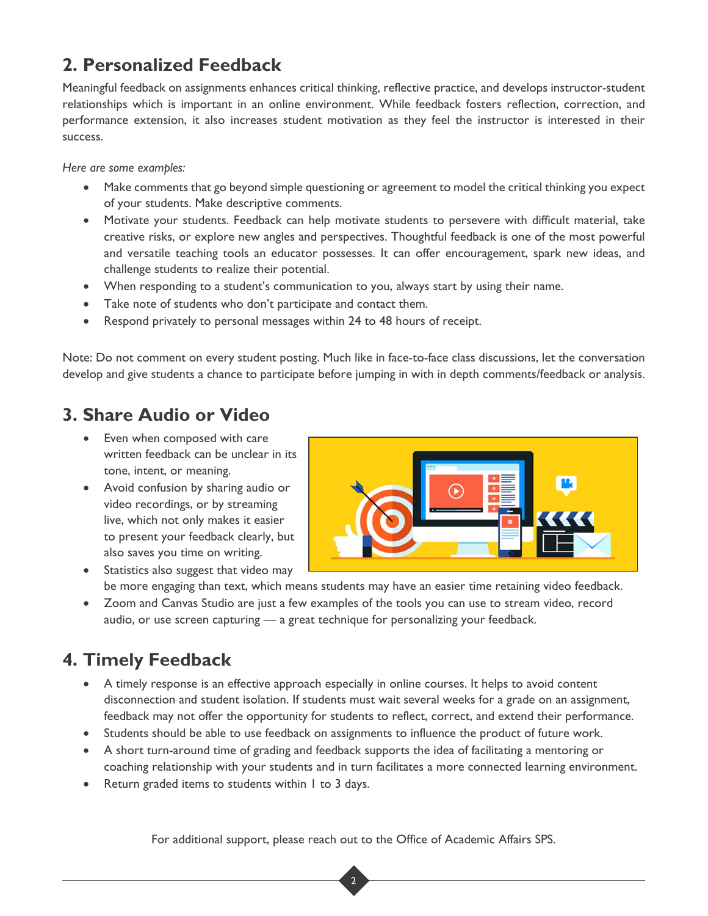## 2. Personalized Feedback

Meaningful feedback on assignments enhances critical thinking, reflective practice, and develops instructor-student relationships which is important in an online environment. While feedback fosters reflection, correction, and performance extension, it also increases student motivation as they feel the instructor is interested in their success.

*Here are some examples:*

- Make comments that go beyond simple questioning or agreement to model the critical thinking you expect of your students. Make descriptive comments.
- Motivate your students. Feedback can help motivate students to persevere with difficult material, take creative risks, or explore new angles and perspectives. Thoughtful feedback is one of the most powerful and versatile teaching tools an educator possesses. It can offer encouragement, spark new ideas, and challenge students to realize their potential.
- When responding to a student's communication to you, always start by using their name.
- Take note of students who don't participate and contact them.
- Respond privately to personal messages within 24 to 48 hours of receipt.

Note: Do not comment on every student posting. Much like in face-to-face class discussions, let the conversation develop and give students a chance to participate before jumping in with in depth comments/feedback or analysis.

## 3. Share Audio or Video

- Even when composed with care written feedback can be unclear in its tone, intent, or meaning.
- Avoid confusion by sharing audio or video recordings, or by streaming live, which not only makes it easier to present your feedback clearly, but also saves you time on writing.
- Statistics also suggest that video may be more engaging than text, which means students may have an easier time retaining video feedback.
- Zoom and Canvas Studio are just a few examples of the tools you can use to stream video, record audio, or use screen capturing — a great technique for personalizing your feedback.

## 4. Timely Feedback

- A timely response is an effective approach especially in online courses. It helps to avoid content disconnection and student isolation. If students must wait several weeks for a grade on an assignment, feedback may not offer the opportunity for students to reflect, correct, and extend their performance.
- Students should be able to use feedback on assignments to influence the product of future work.
- A short turn-around time of grading and feedback supports the idea of facilitating a mentoring or coaching relationship with your students and in turn facilitates a more connected learning environment.
- Return graded items to students within 1 to 3 days.

For additional support, please reach out to the Office of Academic Affairs SPS.